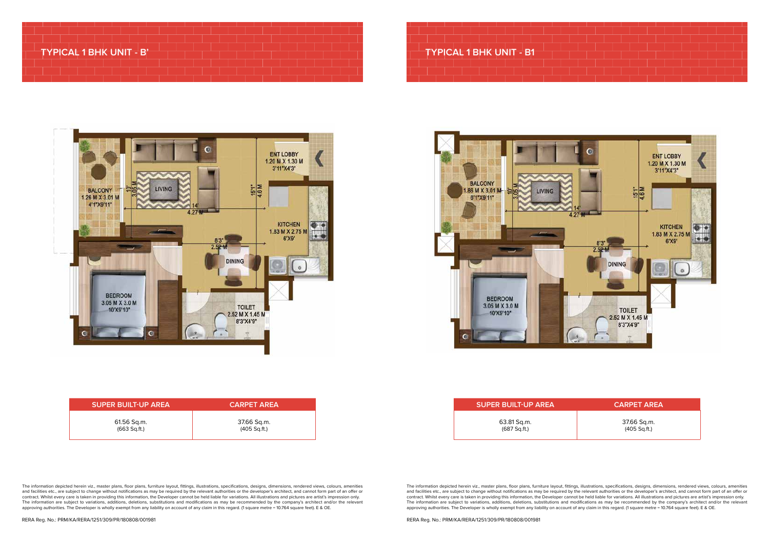## TYPICAL 1 BHK UNIT - B'

ENT LOBBY
1.20 M X 1.30 M
3'11"X4'3'

BALCONY
1.26 M X 3.01 M
4'1"X9'11"

LIVING
10'
3.05 M
14'
4.27 M
15'1"
4.6 M

KITCHEN
1.83 M X 2.75 M
6'X9'

8'3"
2.52 M

DINING

BEDROOM
3.05 M X 3.0 M
10'X9'10"

TOILET
2.52 M X 1.45 M
8'3"X4'9"

| SUPER BUILT-UP AREA | CARPET AREA |
|---|---|
| 61.56 Sq.m. (663 Sq.ft.) | 37.66 Sq.m. (405 Sq.ft.) |

The information depicted herein viz., master plans, floor plans, furniture layout, fittings, illustrations, specifications, designs, dimensions, rendered views, colours, amenities and facilities etc., are subject to change without notifications as may be required by the relevant authorities or the developer's architect, and cannot form part of an offer or contract. Whilst every care is taken in providing this information, the Developer cannot be held liable for variations. All illustrations and pictures are artist's impression only. The information are subject to variations, additions, deletions, substitutions and modifications as may be recommended by the company's architect and/or the relevant approving authorities. The Developer is wholly exempt from any liability on account of any claim in this regard. (1 square metre = 10.764 square feet). E & OE.

RERA Reg. No.: PRM/KA/RERA/1251/309/PR/180808/001981

## TYPICAL 1 BHK UNIT - B1

ENT LOBBY
1.20 M X 1.30 M
3'11"X4'3"

BALCONY
1.86 M X 3.01 M
6'1"X9'11"

LIVING
10'
3.05 M
14'
4.27 M
15'1"
4.6 M

KITCHEN
1.83 M X 2.75 M
6'X9'

8'3"
2.52 M

DINING

BEDROOM
3.05 M X 3.0 M
10'X9'10"

TOILET
2.52 M X 1.45 M
8'3"X4'9"

| SUPER BUILT-UP AREA | CARPET AREA |
|---|---|
| 63.81 Sq.m. (687 Sq.ft.) | 37.66 Sq.m. (405 Sq.ft.) |

The information depicted herein viz., master plans, floor plans, furniture layout, fittings, illustrations, specifications, designs, dimensions, rendered views, colours, amenities and facilities etc., are subject to change without notifications as may be required by the relevant authorities or the developer's architect, and cannot form part of an offer or contract. Whilst every care is taken in providing this information, the Developer cannot be held liable for variations. All illustrations and pictures are artist's impression only. The information are subject to variations, additions, deletions, substitutions and modifications as may be recommended by the company's architect and/or the relevant approving authorities. The Developer is wholly exempt from any liability on account of any claim in this regard. (1 square metre = 10.764 square feet). E & OE.

RERA Reg. No.: PRM/KA/RERA/1251/309/PR/180808/001981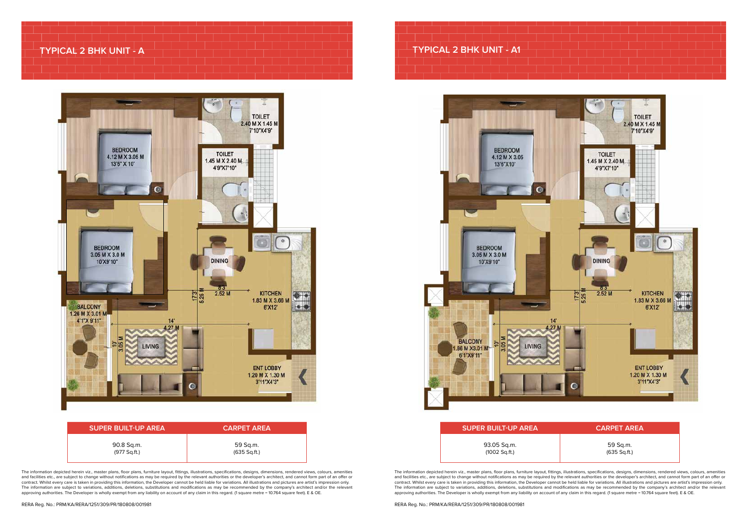## TYPICAL 2 BHK UNIT - A

BEDROOM
4.12 M X 3.05 M
13'6" X 10'

TOILET
2.40 M X 1.45 M
7'10"X4'9"

TOILET
1.45 M X 2.40 M
4'9"X7'10"

BEDROOM
3.05 M X 3.0 M
10'X9'10"

DINING

8'3"
2.52 M

17'3"
5.25 M

KITCHEN
1.83 M X 3.66 M
6'X12'

BALCONY
1.26 M X 3.01 M
4'1"X 9'11"

14'
4.27 M

10'
3.05 M

LIVING

ENT LOBBY
1.20 M X 1.30 M
3'11"X4'3"

| SUPER BUILT-UP AREA | CARPET AREA |
| --- | --- |
| 90.8 Sq.m. (977 Sq.ft.) | 59 Sq.m. (635 Sq.ft.) |

The information depicted herein viz., master plans, floor plans, furniture layout, fittings, illustrations, specifications, designs, dimensions, rendered views, colours, amenities and facilities etc., are subject to change without notifications as may be required by the relevant authorities or the developer's architect, and cannot form part of an offer or contract. Whilst every care is taken in providing this information, the Developer cannot be held liable for variations. All illustrations and pictures are artist's impression only. The information are subject to variations, additions, deletions, substitutions and modifications as may be recommended by the company's architect and/or the relevant approving authorities. The Developer is wholly exempt from any liability on account of any claim in this regard. (1 square metre = 10.764 square feet). E & OE.

RERA Reg. No.: PRM/KA/RERA/1251/309/PR/180808/001981

## TYPICAL 2 BHK UNIT - A1

BEDROOM
4.12 M X 3.05
13'6"X10'

TOILET
2.40 M X 1.45 M
7'10"X4'9"

TOILET
1.45 M X 2.40 M
4'9"X7'10"

BEDROOM
3.05 M X 3.0 M
10'X9'10"

DINING

8'3"
2.52 M

17'3"
5.25 M

KITCHEN
1.83 M X 3.66 M
6'X12'

14'
4.27 M

BALCONY
1.86 M X3.01 M
6'1"X9'11"

10'
3.05 M

LIVING

ENT LOBBY
1.20 M X 1.30 M
3'11"X4'3"

| SUPER BUILT-UP AREA | CARPET AREA |
| --- | --- |
| 93.05 Sq.m. (1002 Sq.ft.) | 59 Sq.m. (635 Sq.ft.) |

The information depicted herein viz., master plans, floor plans, furniture layout, fittings, illustrations, specifications, designs, dimensions, rendered views, colours, amenities and facilities etc., are subject to change without notifications as may be required by the relevant authorities or the developer's architect, and cannot form part of an offer or contract. Whilst every care is taken in providing this information, the Developer cannot be held liable for variations. All illustrations and pictures are artist's impression only. The information are subject to variations, additions, deletions, substitutions and modifications as may be recommended by the company's architect and/or the relevant approving authorities. The Developer is wholly exempt from any liability on account of any claim in this regard. (1 square metre = 10.764 square feet). E & OE.

RERA Reg. No.: PRM/KA/RERA/1251/309/PR/180808/001981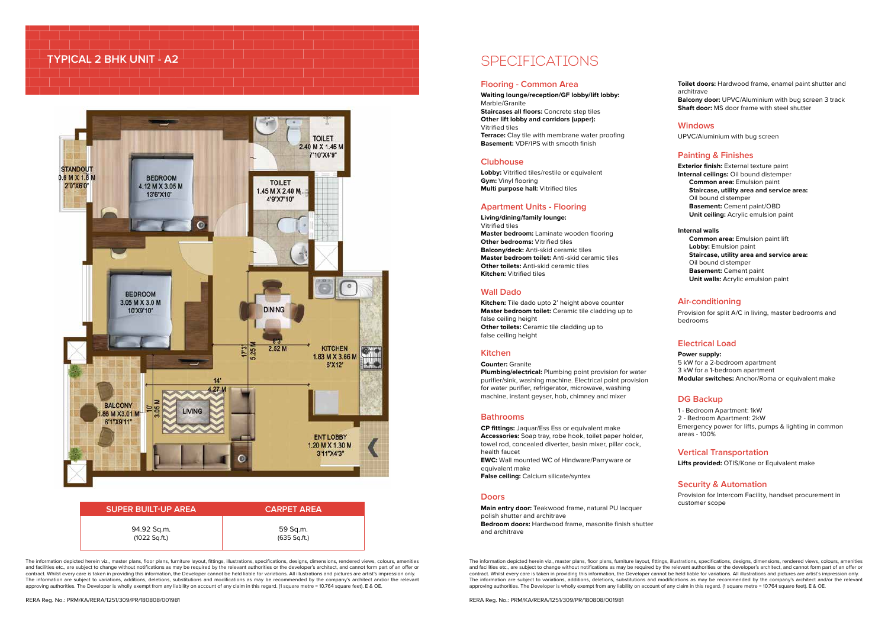## TYPICAL 2 BHK UNIT - A2

TOILET
2.40 M X 1.45 M
7'10"X4'9"

STANDOUT
0.6 M X 1.8 M
2'0"X6'0"

BEDROOM
4.12 M X 3.05 M
13'6"X10'

TOILET
1.45 M X 2.40 M
4'9"X7'10"

BEDROOM
3.05 M X 3.0 M
10'X9'10"

DINING

17'3"
5.25 M

8'3"
2.52 M

KITCHEN
1.83 M X 3.66 M
6'X12'

14'
4.27 M

BALCONY
1.86 M X3.01 M
6'1"X9'11"

10'
3.05 M

LIVING

ENT LOBBY
1.20 M X 1.30 M
3'11"X4'3"

| SUPER BUILT-UP AREA | CARPET AREA |
|---|---|
| 94.92 Sq.m. (1022 Sq.ft.) | 59 Sq.m. (635 Sq.ft.) |

The information depicted herein viz., master plans, floor plans, furniture layout, fittings, illustrations, specifications, designs, dimensions, rendered views, colours, amenities and facilities etc., are subject to change without notifications as may be required by the relevant authorities or the developer's architect, and cannot form part of an offer or contract. Whilst every care is taken in providing this information, the Developer cannot be held liable for variations. All illustrations and pictures are artist's impression only. The information are subject to variations, additions, deletions, substitutions and modifications as may be recommended by the company's architect and/or the relevant approving authorities. The Developer is wholly exempt from any liability on account of any claim in this regard. (1 square metre = 10.764 square feet). E & OE.

RERA Reg. No.: PRM/KA/RERA/1251/309/PR/180808/001981

# SPECIFICATIONS

### Flooring - Common Area

**Waiting lounge/reception/GF lobby/lift lobby:** Marble/Granite
**Staircases all floors:** Concrete step tiles
**Other lift lobby and corridors (upper):** Vitrified tiles
**Terrace:** Clay tile with membrane water proofing
**Basement:** VDF/IPS with smooth finish

### Clubhouse

**Lobby:** Vitrified tiles/restile or equivalent
**Gym:** Vinyl flooring
**Multi purpose hall:** Vitrified tiles

### Apartment Units - Flooring

**Living/dining/family lounge:** Vitrified tiles
**Master bedroom:** Laminate wooden flooring
**Other bedrooms:** Vitrified tiles
**Balcony/deck:** Anti-skid ceramic tiles
**Master bedroom toilet:** Anti-skid ceramic tiles
**Other toilets:** Anti-skid ceramic tiles
**Kitchen:** Vitrified tiles

### Wall Dado

**Kitchen:** Tile dado upto 2' height above counter
**Master bedroom toilet:** Ceramic tile cladding up to false ceiling height
**Other toilets:** Ceramic tile cladding up to false ceiling height

### Kitchen

**Counter:** Granite
**Plumbing/electrical:** Plumbing point provision for water purifier/sink, washing machine. Electrical point provision for water purifier, refrigerator, microwave, washing machine, instant geyser, hob, chimney and mixer

### Bathrooms

**CP fittings:** Jaquar/Ess Ess or equivalent make
**Accessories:** Soap tray, robe hook, toilet paper holder, towel rod, concealed diverter, basin mixer, pillar cock, health faucet
**EWC:** Wall mounted WC of Hindware/Parryware or equivalent make
**False ceiling:** Calcium silicate/syntex

### Doors

**Main entry door:** Teakwood frame, natural PU lacquer polish shutter and architrave
**Bedroom doors:** Hardwood frame, masonite finish shutter and architrave
**Toilet doors:** Hardwood frame, enamel paint shutter and architrave
**Balcony door:** UPVC/Aluminium with bug screen 3 track
**Shaft door:** MS door frame with steel shutter

### Windows

UPVC/Aluminium with bug screen

### Painting & Finishes

**Exterior finish:** External texture paint
**Internal ceilings:** Oil bound distemper
- **Common area:** Emulsion paint
- **Staircase, utility area and service area:** Oil bound distemper
- **Basement:** Cement paint/OBD
- **Unit ceiling:** Acrylic emulsion paint

**Internal walls**
- **Common area:** Emulsion paint lift
- **Lobby:** Emulsion paint
- **Staircase, utility area and service area:** Oil bound distemper
- **Basement:** Cement paint
- **Unit walls:** Acrylic emulsion paint

### Air-conditioning

Provision for split A/C in living, master bedrooms and bedrooms

### Electrical Load

**Power supply:**
5 kW for a 2-bedroom apartment
3 kW for a 1-bedroom apartment
**Modular switches:** Anchor/Roma or equivalent make

### DG Backup

1 - Bedroom Apartment: 1kW
2 - Bedroom Apartment: 2kW
Emergency power for lifts, pumps & lighting in common areas - 100%

### Vertical Transportation

**Lifts provided:** OTIS/Kone or Equivalent make

### Security & Automation

Provision for Intercom Facility, handset procurement in customer scope

The information depicted herein viz., master plans, floor plans, furniture layout, fittings, illustrations, specifications, designs, dimensions, rendered views, colours, amenities and facilities etc., are subject to change without notifications as may be required by the relevant authorities or the developer's architect, and cannot form part of an offer or contract. Whilst every care is taken in providing this information, the Developer cannot be held liable for variations. All illustrations and pictures are artist's impression only. The information are subject to variations, additions, deletions, substitutions and modifications as may be recommended by the company's architect and/or the relevant approving authorities. The Developer is wholly exempt from any liability on account of any claim in this regard. (1 square metre = 10.764 square feet). E & OE.

RERA Reg. No.: PRM/KA/RERA/1251/309/PR/180808/001981